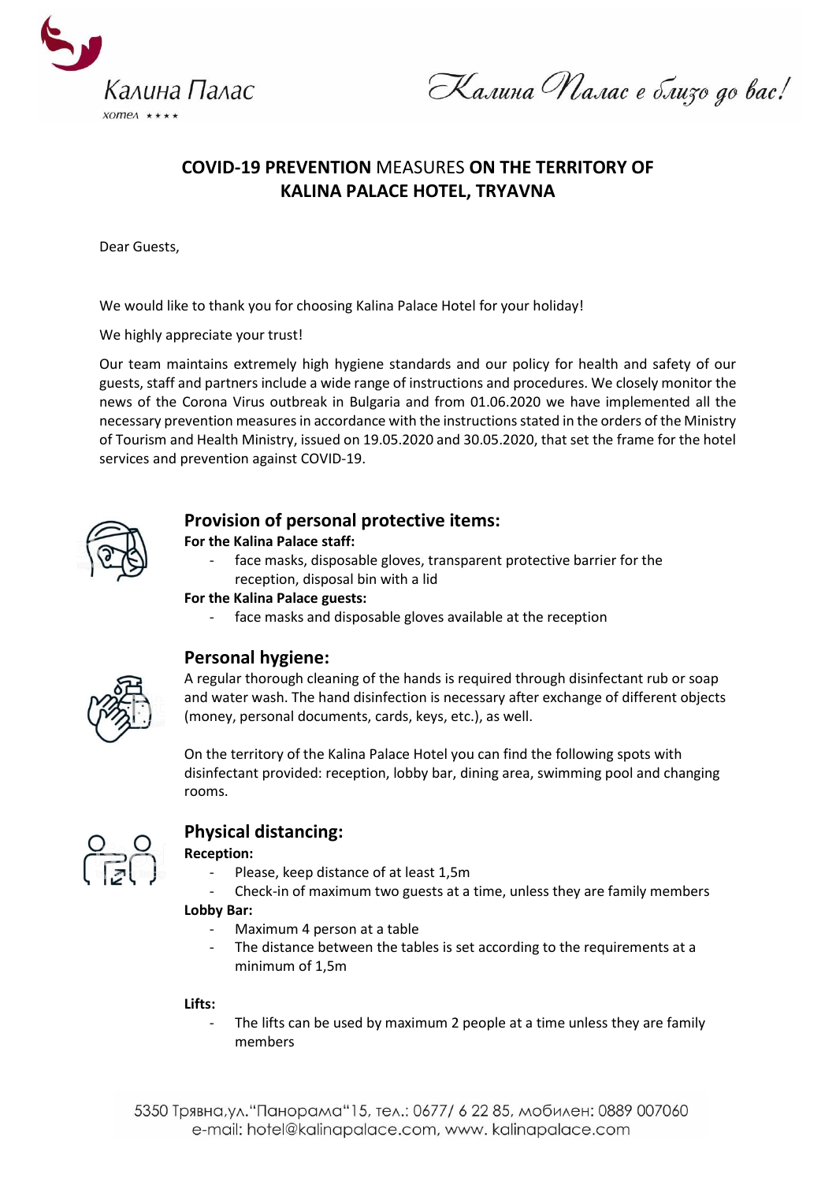# COVID-19 PREVENTION MEASURES ON THE TERRITORY OF KALINA PALACE HOTEL, TRYAVNA

Dear Guests,

We would like to thank you for choosing Kalina Palace Hotel for your holiday!

We highly appreciate your trust!

Our team maintains extremely high hygiene standards and our policy for health and safety of our guests, staff and partners include a wide range of instructions and procedures. We closely monitor the news of the Corona Virus outbreak in Bulgaria and from 01.06.2020 we have implemented all the necessary prevention measures in accordance with the instructions stated in the orders of the Ministry of Tourism and Health Ministry, issued on 19.05.2020 and 30.05.2020, that set the frame for the hotel services and prevention against COVID-19.

## Provision of personal protective items:

**For the Kalina Palace staff:**

- face masks, disposable gloves, transparent protective barrier for the reception, disposal bin with a lid

**For the Kalina Palace guests:**

- face masks and disposable gloves available at the reception

## Personal hygiene:

A regular thorough cleaning of the hands is required through disinfectant rub or soap and water wash. The hand disinfection is necessary after exchange of different objects (money, personal documents, cards, keys, etc.), as well.

On the territory of the Kalina Palace Hotel you can find the following spots with disinfectant provided: reception, lobby bar, dining area, swimming pool and changing rooms.

## Physical distancing:

**Reception:**

- Please, keep distance of at least 1,5m
- Check-in of maximum two guests at a time, unless they are family members

**Lobby Bar:**

- Maximum 4 person at a table
- The distance between the tables is set according to the requirements at a minimum of 1,5m

**Lifts:**

- The lifts can be used by maximum 2 people at a time unless they are family members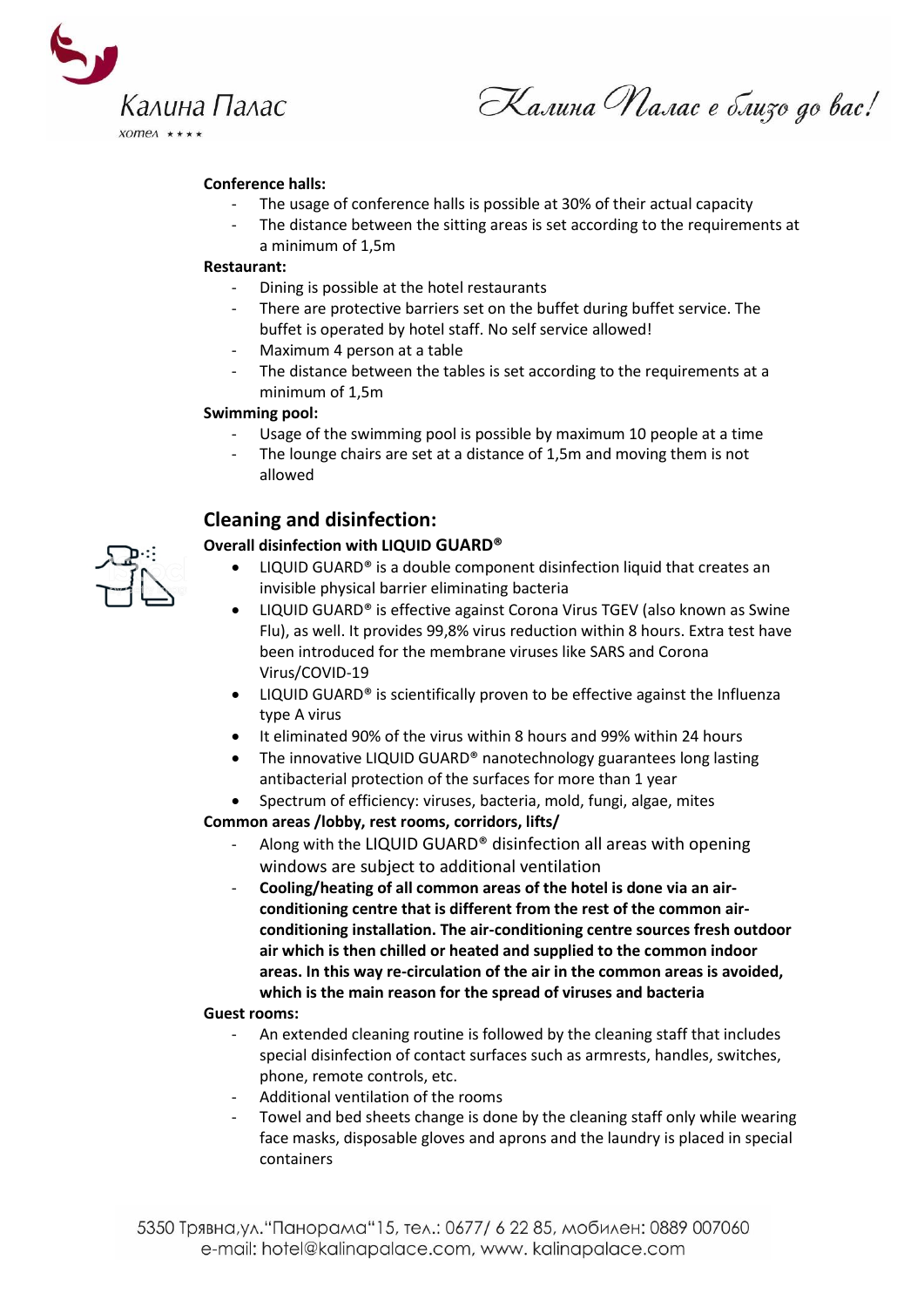**Conference halls:**

- The usage of conference halls is possible at 30% of their actual capacity
- The distance between the sitting areas is set according to the requirements at a minimum of 1,5m

**Restaurant:**

- Dining is possible at the hotel restaurants
- There are protective barriers set on the buffet during buffet service. The buffet is operated by hotel staff. No self service allowed!
- Maximum 4 person at a table
- The distance between the tables is set according to the requirements at a minimum of 1,5m

**Swimming pool:**

- Usage of the swimming pool is possible by maximum 10 people at a time
- The lounge chairs are set at a distance of 1,5m and moving them is not allowed

## Cleaning and disinfection:

**Overall disinfection with LIQUID GUARD®**

- LIQUID GUARD® is a double component disinfection liquid that creates an invisible physical barrier eliminating bacteria
- LIQUID GUARD® is effective against Corona Virus TGEV (also known as Swine Flu), as well. It provides 99,8% virus reduction within 8 hours. Extra test have been introduced for the membrane viruses like SARS and Corona Virus/COVID-19
- LIQUID GUARD® is scientifically proven to be effective against the Influenza type A virus
- It eliminated 90% of the virus within 8 hours and 99% within 24 hours
- The innovative LIQUID GUARD® nanotechnology guarantees long lasting antibacterial protection of the surfaces for more than 1 year
- Spectrum of efficiency: viruses, bacteria, mold, fungi, algae, mites

**Common areas /lobby, rest rooms, corridors, lifts/**

- Along with the LIQUID GUARD® disinfection all areas with opening windows are subject to additional ventilation
- **Cooling/heating of all common areas of the hotel is done via an air-conditioning centre that is different from the rest of the common air-conditioning installation. The air-conditioning centre sources fresh outdoor air which is then chilled or heated and supplied to the common indoor areas. In this way re-circulation of the air in the common areas is avoided, which is the main reason for the spread of viruses and bacteria**

**Guest rooms:**

- An extended cleaning routine is followed by the cleaning staff that includes special disinfection of contact surfaces such as armrests, handles, switches, phone, remote controls, etc.
- Additional ventilation of the rooms
- Towel and bed sheets change is done by the cleaning staff only while wearing face masks, disposable gloves and aprons and the laundry is placed in special containers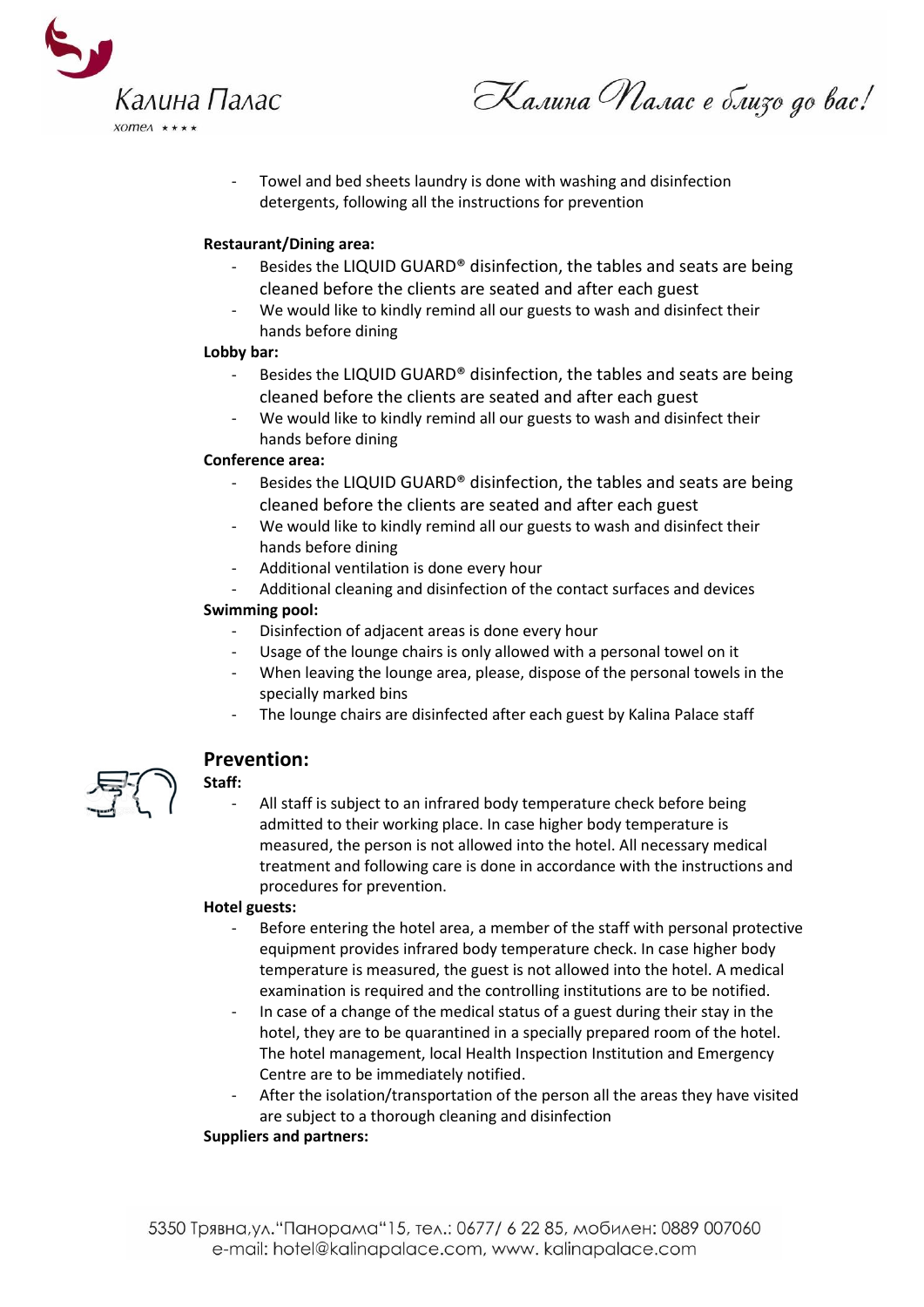- Towel and bed sheets laundry is done with washing and disinfection detergents, following all the instructions for prevention

**Restaurant/Dining area:**

- Besides the LIQUID GUARD® disinfection, the tables and seats are being cleaned before the clients are seated and after each guest
- We would like to kindly remind all our guests to wash and disinfect their hands before dining

**Lobby bar:**

- Besides the LIQUID GUARD® disinfection, the tables and seats are being cleaned before the clients are seated and after each guest
- We would like to kindly remind all our guests to wash and disinfect their hands before dining

**Conference area:**

- Besides the LIQUID GUARD® disinfection, the tables and seats are being cleaned before the clients are seated and after each guest
- We would like to kindly remind all our guests to wash and disinfect their hands before dining
- Additional ventilation is done every hour
- Additional cleaning and disinfection of the contact surfaces and devices

**Swimming pool:**

- Disinfection of adjacent areas is done every hour
- Usage of the lounge chairs is only allowed with a personal towel on it
- When leaving the lounge area, please, dispose of the personal towels in the specially marked bins
- The lounge chairs are disinfected after each guest by Kalina Palace staff

## Prevention:

**Staff:**

- All staff is subject to an infrared body temperature check before being admitted to their working place. In case higher body temperature is measured, the person is not allowed into the hotel. All necessary medical treatment and following care is done in accordance with the instructions and procedures for prevention.

**Hotel guests:**

- Before entering the hotel area, a member of the staff with personal protective equipment provides infrared body temperature check. In case higher body temperature is measured, the guest is not allowed into the hotel. A medical examination is required and the controlling institutions are to be notified.
- In case of a change of the medical status of a guest during their stay in the hotel, they are to be quarantined in a specially prepared room of the hotel. The hotel management, local Health Inspection Institution and Emergency Centre are to be immediately notified.
- After the isolation/transportation of the person all the areas they have visited are subject to a thorough cleaning and disinfection

**Suppliers and partners:**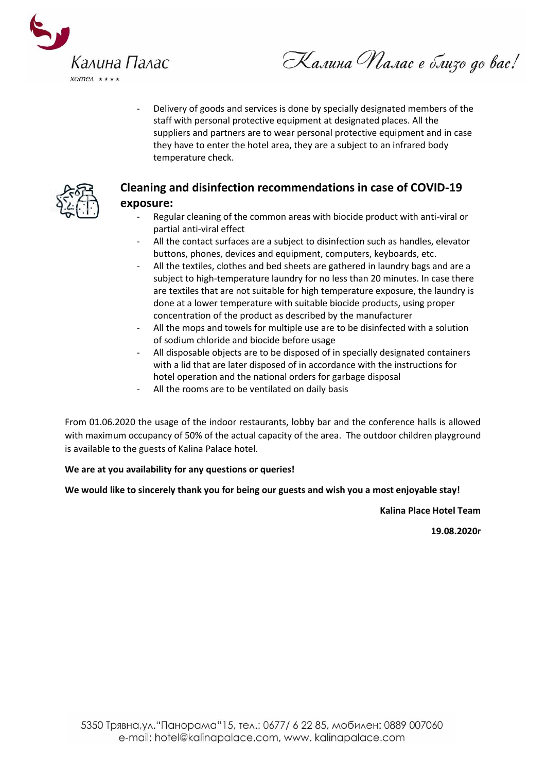- Delivery of goods and services is done by specially designated members of the staff with personal protective equipment at designated places. All the suppliers and partners are to wear personal protective equipment and in case they have to enter the hotel area, they are a subject to an infrared body temperature check.

## Cleaning and disinfection recommendations in case of COVID-19 exposure:

- Regular cleaning of the common areas with biocide product with anti-viral or partial anti-viral effect
- All the contact surfaces are a subject to disinfection such as handles, elevator buttons, phones, devices and equipment, computers, keyboards, etc.
- All the textiles, clothes and bed sheets are gathered in laundry bags and are a subject to high-temperature laundry for no less than 20 minutes. In case there are textiles that are not suitable for high temperature exposure, the laundry is done at a lower temperature with suitable biocide products, using proper concentration of the product as described by the manufacturer
- All the mops and towels for multiple use are to be disinfected with a solution of sodium chloride and biocide before usage
- All disposable objects are to be disposed of in specially designated containers with a lid that are later disposed of in accordance with the instructions for hotel operation and the national orders for garbage disposal
- All the rooms are to be ventilated on daily basis

From 01.06.2020 the usage of the indoor restaurants, lobby bar and the conference halls is allowed with maximum occupancy of 50% of the actual capacity of the area. The outdoor children playground is available to the guests of Kalina Palace hotel.

**We are at you availability for any questions or queries!**

**We would like to sincerely thank you for being our guests and wish you a most enjoyable stay!**

**Kalina Place Hotel Team**

**19.08.2020г**